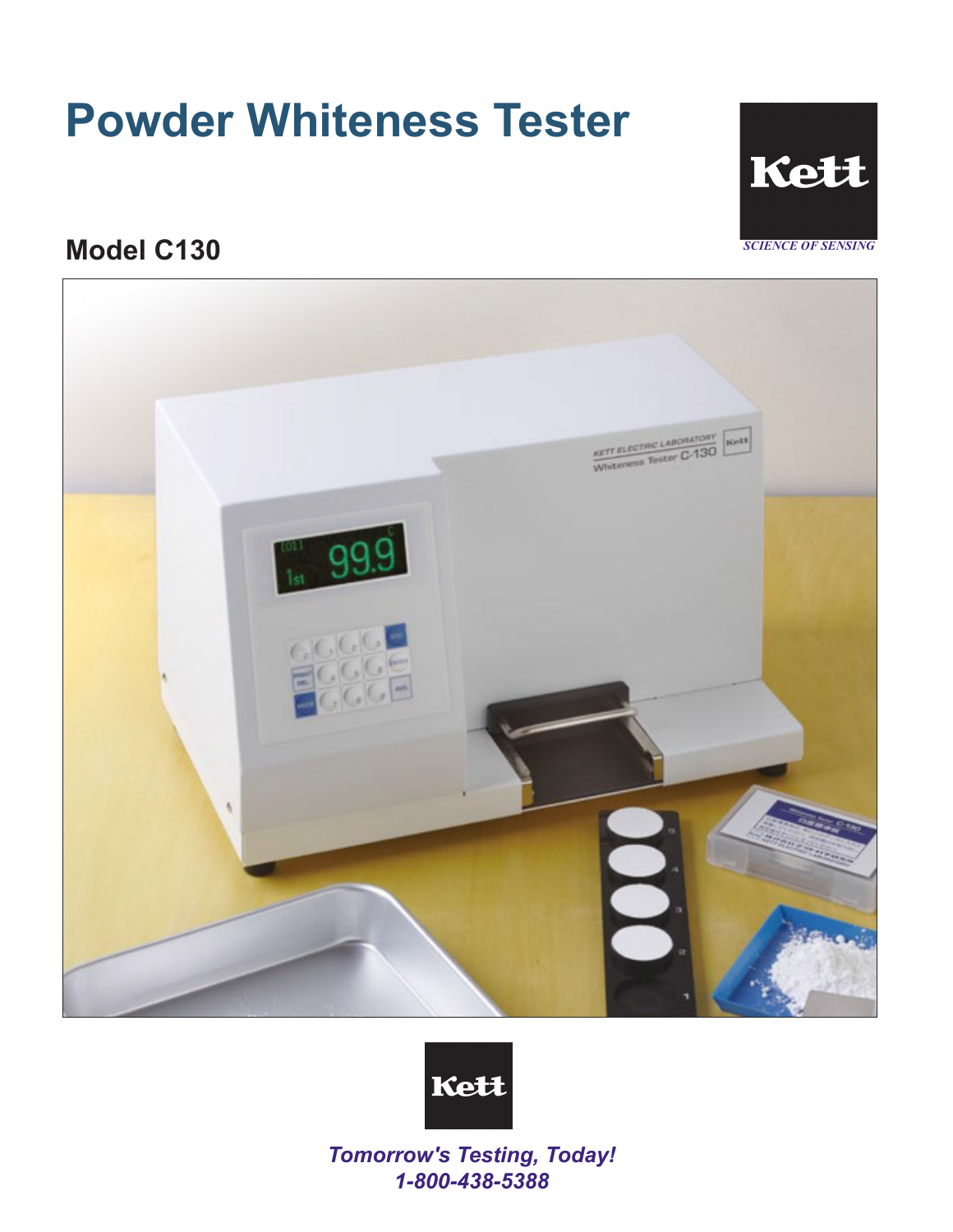# Powder Whiteness Tester

Kett

*SCIENCE OF SENSING*

## Model C130

Kett

***Tomorrow's Testing, Today!***

***1-800-438-5388***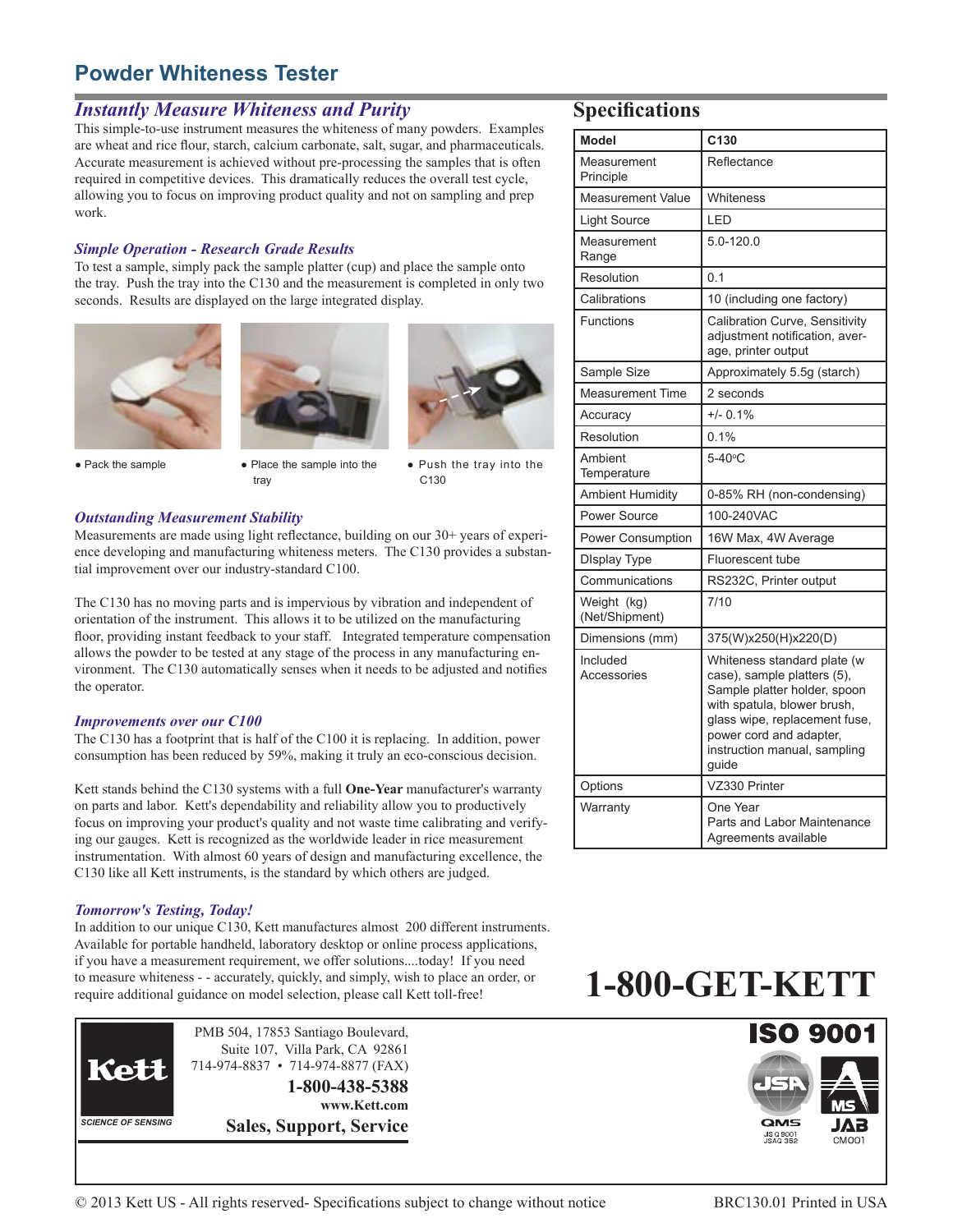# Powder Whiteness Tester

## *Instantly Measure Whiteness and Purity*

This simple-to-use instrument measures the whiteness of many powders. Examples are wheat and rice flour, starch, calcium carbonate, salt, sugar, and pharmaceuticals. Accurate measurement is achieved without pre-processing the samples that is often required in competitive devices. This dramatically reduces the overall test cycle, allowing you to focus on improving product quality and not on sampling and prep work.

### *Simple Operation - Research Grade Results*

To test a sample, simply pack the sample platter (cup) and place the sample onto the tray. Push the tray into the C130 and the measurement is completed in only two seconds. Results are displayed on the large integrated display.

- Pack the sample
- Place the sample into the tray
- Push the tray into the C130

### *Outstanding Measurement Stability*

Measurements are made using light reflectance, building on our 30+ years of experience developing and manufacturing whiteness meters. The C130 provides a substantial improvement over our industry-standard C100.

The C130 has no moving parts and is impervious by vibration and independent of orientation of the instrument. This allows it to be utilized on the manufacturing floor, providing instant feedback to your staff. Integrated temperature compensation allows the powder to be tested at any stage of the process in any manufacturing environment. The C130 automatically senses when it needs to be adjusted and notifies the operator.

### *Improvements over our C100*

The C130 has a footprint that is half of the C100 it is replacing. In addition, power consumption has been reduced by 59%, making it truly an eco-conscious decision.

Kett stands behind the C130 systems with a full **One-Year** manufacturer's warranty on parts and labor. Kett's dependability and reliability allow you to productively focus on improving your product's quality and not waste time calibrating and verifying our gauges. Kett is recognized as the worldwide leader in rice measurement instrumentation. With almost 60 years of design and manufacturing excellence, the C130 like all Kett instruments, is the standard by which others are judged.

### *Tomorrow's Testing, Today!*

In addition to our unique C130, Kett manufactures almost 200 different instruments. Available for portable handheld, laboratory desktop or online process applications, if you have a measurement requirement, we offer solutions....today! If you need to measure whiteness - - accurately, quickly, and simply, wish to place an order, or require additional guidance on model selection, please call Kett toll-free!

## Specifications

| Model | C130 |
|---|---|
| Measurement Principle | Reflectance |
| Measurement Value | Whiteness |
| Light Source | LED |
| Measurement Range | 5.0-120.0 |
| Resolution | 0.1 |
| Calibrations | 10 (including one factory) |
| Functions | Calibration Curve, Sensitivity adjustment notification, average, printer output |
| Sample Size | Approximately 5.5g (starch) |
| Measurement Time | 2 seconds |
| Accuracy | +/- 0.1% |
| Resolution | 0.1% |
| Ambient Temperature | 5-40°C |
| Ambient Humidity | 0-85% RH (non-condensing) |
| Power Source | 100-240VAC |
| Power Consumption | 16W Max, 4W Average |
| DIsplay Type | Fluorescent tube |
| Communications | RS232C, Printer output |
| Weight (kg) (Net/Shipment) | 7/10 |
| Dimensions (mm) | 375(W)x250(H)x220(D) |
| Included Accessories | Whiteness standard plate (w case), sample platters (5), Sample platter holder, spoon with spatula, blower brush, glass wipe, replacement fuse, power cord and adapter, instruction manual, sampling guide |
| Options | VZ330 Printer |
| Warranty | One Year Parts and Labor Maintenance Agreements available |

# 1-800-GET-KETT

Kett

SCIENCE OF SENSING

PMB 504, 17853 Santiago Boulevard,
Suite 107, Villa Park, CA 92861
714-974-8837 • 714-974-8877 (FAX)

**1-800-438-5388**

**www.Kett.com**

**Sales, Support, Service**

ISO 9001

JSA QMS JIS Q 9001 JSAQ 352

MS JAB CM001

© 2013 Kett US - All rights reserved- Specifications subject to change without notice

BRC130.01 Printed in USA